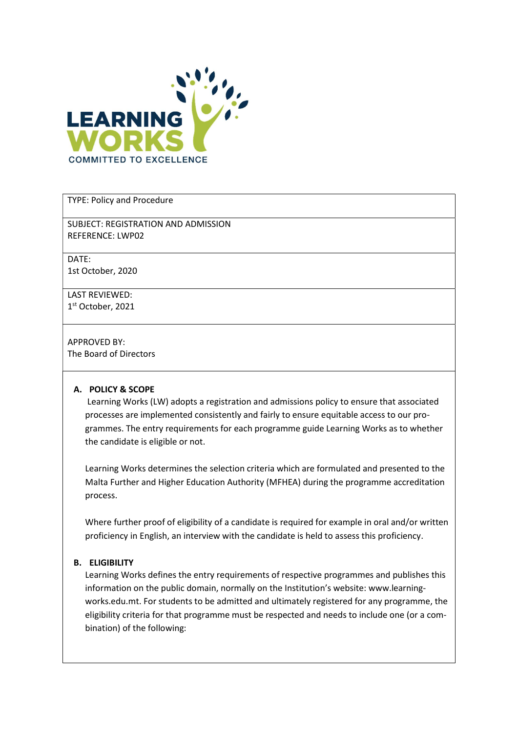LEARNING WORKS

COMMITTED TO EXCELLENCE

| |
|---|
| TYPE: Policy and Procedure |
| SUBJECT: REGISTRATION AND ADMISSION<br>REFERENCE: LWP02 |
| DATE:<br>1st October, 2020 |
| LAST REVIEWED:<br>1st October, 2021 |
| APPROVED BY:<br>The Board of Directors |

## A. POLICY & SCOPE

Learning Works (LW) adopts a registration and admissions policy to ensure that associated processes are implemented consistently and fairly to ensure equitable access to our programmes. The entry requirements for each programme guide Learning Works as to whether the candidate is eligible or not.

Learning Works determines the selection criteria which are formulated and presented to the Malta Further and Higher Education Authority (MFHEA) during the programme accreditation process.

Where further proof of eligibility of a candidate is required for example in oral and/or written proficiency in English, an interview with the candidate is held to assess this proficiency.

## B. ELIGIBILITY

Learning Works defines the entry requirements of respective programmes and publishes this information on the public domain, normally on the Institution's website: www.learning-works.edu.mt. For students to be admitted and ultimately registered for any programme, the eligibility criteria for that programme must be respected and needs to include one (or a combination) of the following: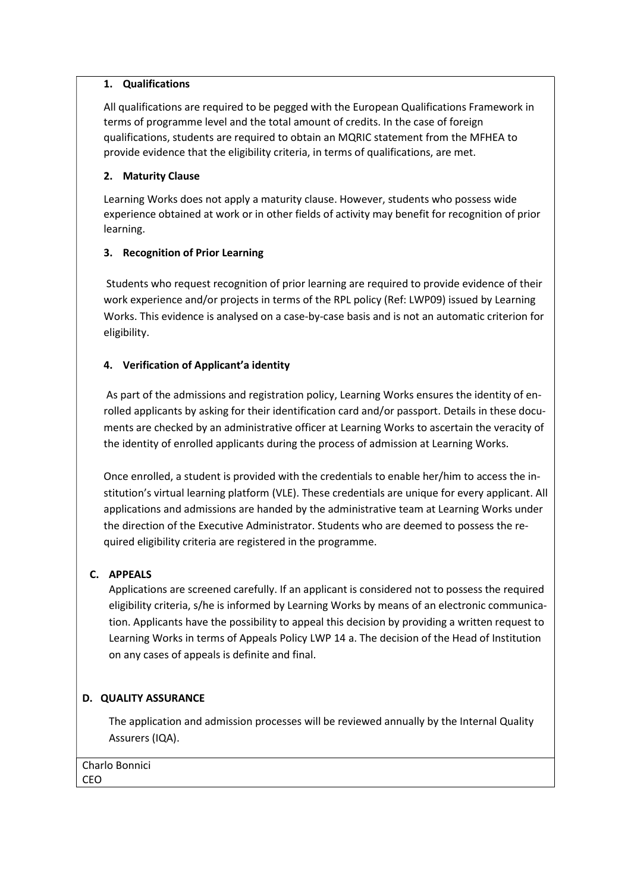### 1. Qualifications

All qualifications are required to be pegged with the European Qualifications Framework in terms of programme level and the total amount of credits. In the case of foreign qualifications, students are required to obtain an MQRIC statement from the MFHEA to provide evidence that the eligibility criteria, in terms of qualifications, are met.

### 2. Maturity Clause

Learning Works does not apply a maturity clause. However, students who possess wide experience obtained at work or in other fields of activity may benefit for recognition of prior learning.

### 3. Recognition of Prior Learning

Students who request recognition of prior learning are required to provide evidence of their work experience and/or projects in terms of the RPL policy (Ref: LWP09) issued by Learning Works. This evidence is analysed on a case-by-case basis and is not an automatic criterion for eligibility.

### 4. Verification of Applicant'a identity

As part of the admissions and registration policy, Learning Works ensures the identity of enrolled applicants by asking for their identification card and/or passport. Details in these documents are checked by an administrative officer at Learning Works to ascertain the veracity of the identity of enrolled applicants during the process of admission at Learning Works.

Once enrolled, a student is provided with the credentials to enable her/him to access the institution's virtual learning platform (VLE). These credentials are unique for every applicant. All applications and admissions are handed by the administrative team at Learning Works under the direction of the Executive Administrator. Students who are deemed to possess the required eligibility criteria are registered in the programme.

## C. APPEALS

Applications are screened carefully. If an applicant is considered not to possess the required eligibility criteria, s/he is informed by Learning Works by means of an electronic communication. Applicants have the possibility to appeal this decision by providing a written request to Learning Works in terms of Appeals Policy LWP 14 a. The decision of the Head of Institution on any cases of appeals is definite and final.

## D. QUALITY ASSURANCE

The application and admission processes will be reviewed annually by the Internal Quality Assurers (IQA).

Charlo Bonnici
CEO